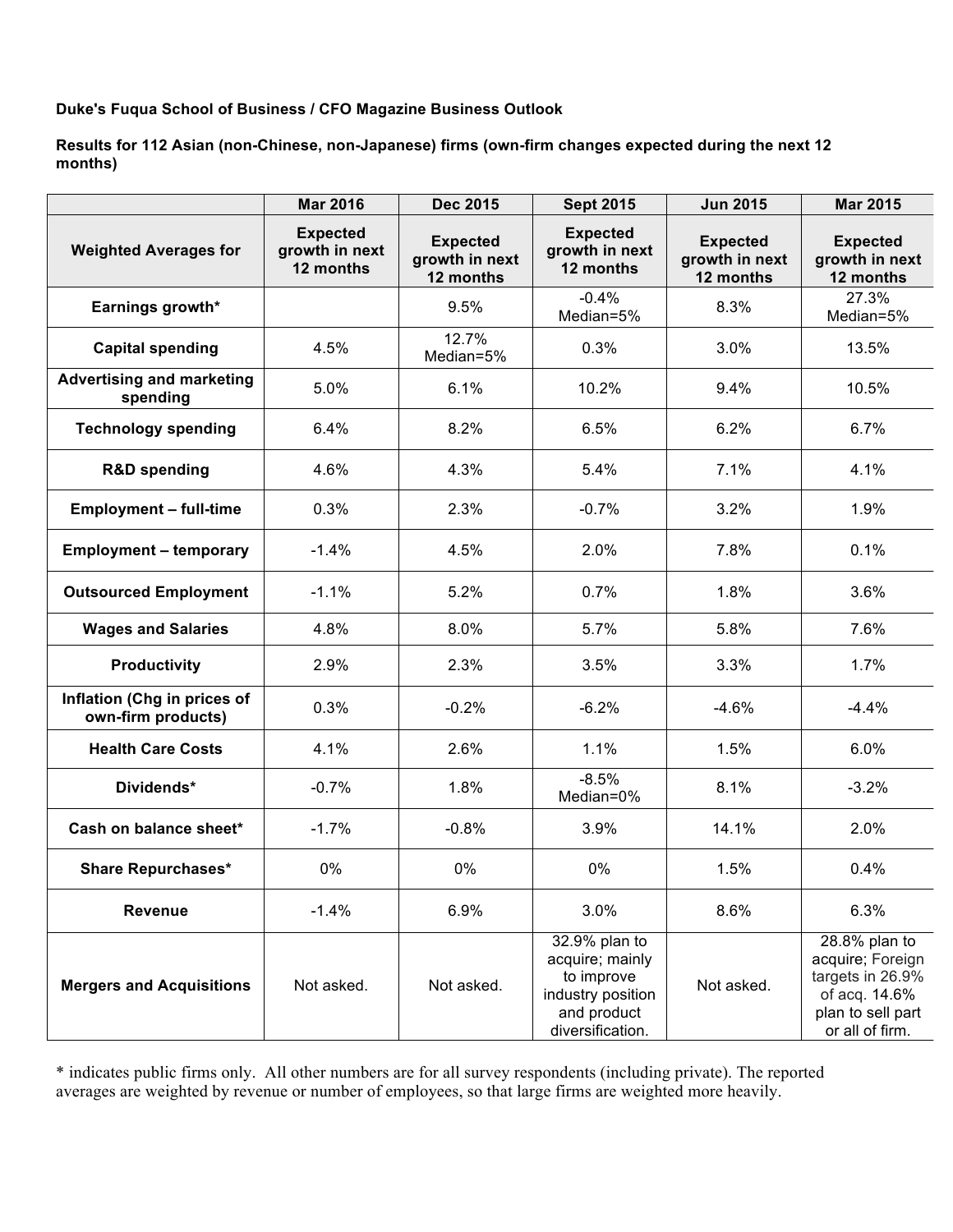**Duke's Fuqua School of Business / CFO Magazine Business Outlook**

**Results for 112 Asian (non-Chinese, non-Japanese) firms (own-firm changes expected during the next 12 months)**

| | Mar 2016 | Dec 2015 | Sept 2015 | Jun 2015 | Mar 2015 |
|---|---|---|---|---|---|
| **Weighted Averages for** | **Expected growth in next 12 months** | **Expected growth in next 12 months** | **Expected growth in next 12 months** | **Expected growth in next 12 months** | **Expected growth in next 12 months** |
| **Earnings growth*** | | 9.5% | -0.4% Median=5% | 8.3% | 27.3% Median=5% |
| **Capital spending** | 4.5% | 12.7% Median=5% | 0.3% | 3.0% | 13.5% |
| **Advertising and marketing spending** | 5.0% | 6.1% | 10.2% | 9.4% | 10.5% |
| **Technology spending** | 6.4% | 8.2% | 6.5% | 6.2% | 6.7% |
| **R&D spending** | 4.6% | 4.3% | 5.4% | 7.1% | 4.1% |
| **Employment – full-time** | 0.3% | 2.3% | -0.7% | 3.2% | 1.9% |
| **Employment – temporary** | -1.4% | 4.5% | 2.0% | 7.8% | 0.1% |
| **Outsourced Employment** | -1.1% | 5.2% | 0.7% | 1.8% | 3.6% |
| **Wages and Salaries** | 4.8% | 8.0% | 5.7% | 5.8% | 7.6% |
| **Productivity** | 2.9% | 2.3% | 3.5% | 3.3% | 1.7% |
| **Inflation (Chg in prices of own-firm products)** | 0.3% | -0.2% | -6.2% | -4.6% | -4.4% |
| **Health Care Costs** | 4.1% | 2.6% | 1.1% | 1.5% | 6.0% |
| **Dividends*** | -0.7% | 1.8% | -8.5% Median=0% | 8.1% | -3.2% |
| **Cash on balance sheet*** | -1.7% | -0.8% | 3.9% | 14.1% | 2.0% |
| **Share Repurchases*** | 0% | 0% | 0% | 1.5% | 0.4% |
| **Revenue** | -1.4% | 6.9% | 3.0% | 8.6% | 6.3% |
| **Mergers and Acquisitions** | Not asked. | Not asked. | 32.9% plan to acquire; mainly to improve industry position and product diversification. | Not asked. | 28.8% plan to acquire; Foreign targets in 26.9% of acq. 14.6% plan to sell part or all of firm. |

* indicates public firms only. All other numbers are for all survey respondents (including private). The reported averages are weighted by revenue or number of employees, so that large firms are weighted more heavily.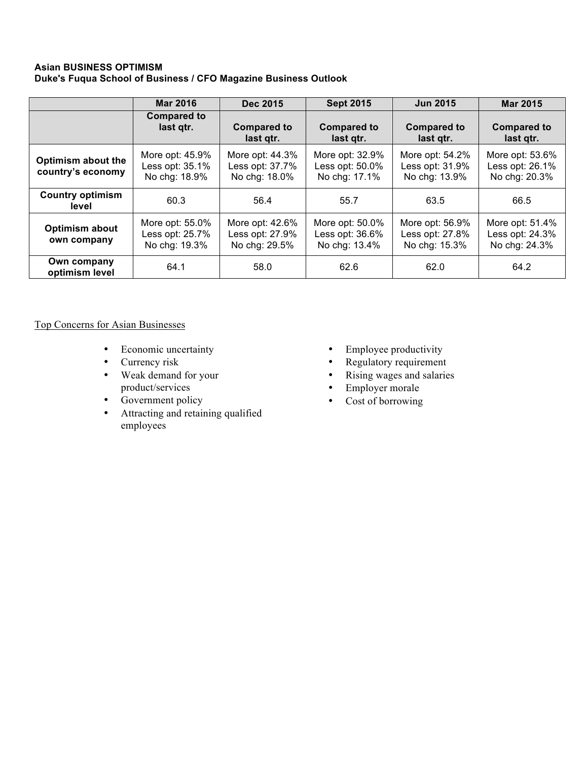**Asian BUSINESS OPTIMISM**
**Duke's Fuqua School of Business / CFO Magazine Business Outlook**

| | Mar 2016 | Dec 2015 | Sept 2015 | Jun 2015 | Mar 2015 |
|---|---|---|---|---|---|
| | Compared to last qtr. | Compared to last qtr. | Compared to last qtr. | Compared to last qtr. | Compared to last qtr. |
| **Optimism about the country's economy** | More opt: 45.9%<br>Less opt: 35.1%<br>No chg: 18.9% | More opt: 44.3%<br>Less opt: 37.7%<br>No chg: 18.0% | More opt: 32.9%<br>Less opt: 50.0%<br>No chg: 17.1% | More opt: 54.2%<br>Less opt: 31.9%<br>No chg: 13.9% | More opt: 53.6%<br>Less opt: 26.1%<br>No chg: 20.3% |
| **Country optimism level** | 60.3 | 56.4 | 55.7 | 63.5 | 66.5 |
| **Optimism about own company** | More opt: 55.0%<br>Less opt: 25.7%<br>No chg: 19.3% | More opt: 42.6%<br>Less opt: 27.9%<br>No chg: 29.5% | More opt: 50.0%<br>Less opt: 36.6%<br>No chg: 13.4% | More opt: 56.9%<br>Less opt: 27.8%<br>No chg: 15.3% | More opt: 51.4%<br>Less opt: 24.3%<br>No chg: 24.3% |
| **Own company optimism level** | 64.1 | 58.0 | 62.6 | 62.0 | 64.2 |

Top Concerns for Asian Businesses

- Economic uncertainty
- Currency risk
- Weak demand for your product/services
- Government policy
- Attracting and retaining qualified employees
- Employee productivity
- Regulatory requirement
- Rising wages and salaries
- Employer morale
- Cost of borrowing